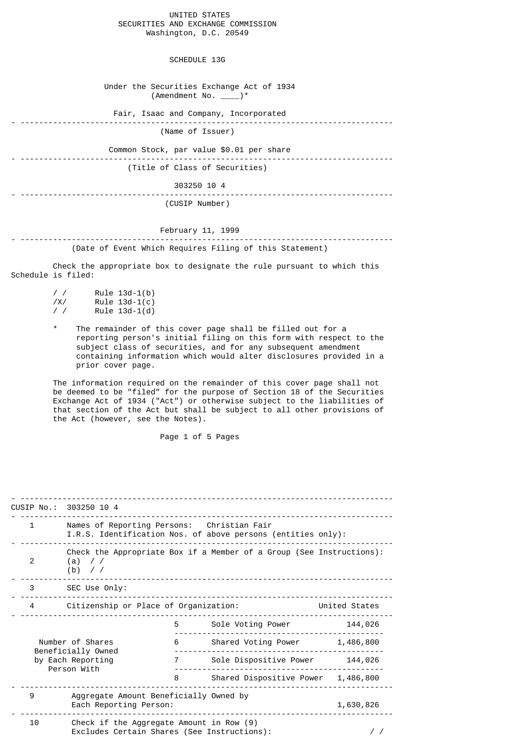UNITED STATES
SECURITIES AND EXCHANGE COMMISSION
Washington, D.C. 20549

# SCHEDULE 13G

Under the Securities Exchange Act of 1934
(Amendment No. ____)*

Fair, Isaac and Company, Incorporated

---

(Name of Issuer)

Common Stock, par value $0.01 per share

---

(Title of Class of Securities)

303250 10 4

---

(CUSIP Number)

February 11, 1999

---

(Date of Event Which Requires Filing of this Statement)

Check the appropriate box to designate the rule pursuant to which this Schedule is filed:

/ / Rule 13d-1(b)
/X/ Rule 13d-1(c)
/ / Rule 13d-1(d)

* The remainder of this cover page shall be filled out for a reporting person's initial filing on this form with respect to the subject class of securities, and for any subsequent amendment containing information which would alter disclosures provided in a prior cover page.

The information required on the remainder of this cover page shall not be deemed to be "filed" for the purpose of Section 18 of the Securities Exchange Act of 1934 ("Act") or otherwise subject to the liabilities of that section of the Act but shall be subject to all other provisions of the Act (however, see the Notes).

---

CUSIP No.: 303250 10 4

| | | |
|---|---|---|
| 1 | Names of Reporting Persons: Christian Fair<br>I.R.S. Identification Nos. of above persons (entities only): | |
| 2 | Check the Appropriate Box if a Member of a Group (See Instructions):<br>(a) / /<br>(b) / / | |
| 3 | SEC Use Only: | |
| 4 | Citizenship or Place of Organization: | United States |
| Number of Shares Beneficially Owned by Each Reporting Person With | 5 Sole Voting Power | 144,026 |
| | 6 Shared Voting Power | 1,486,800 |
| | 7 Sole Dispositive Power | 144,026 |
| | 8 Shared Dispositive Power | 1,486,800 |
| 9 | Aggregate Amount Beneficially Owned by Each Reporting Person: | 1,630,826 |
| 10 | Check if the Aggregate Amount in Row (9) Excludes Certain Shares (See Instructions): | / / |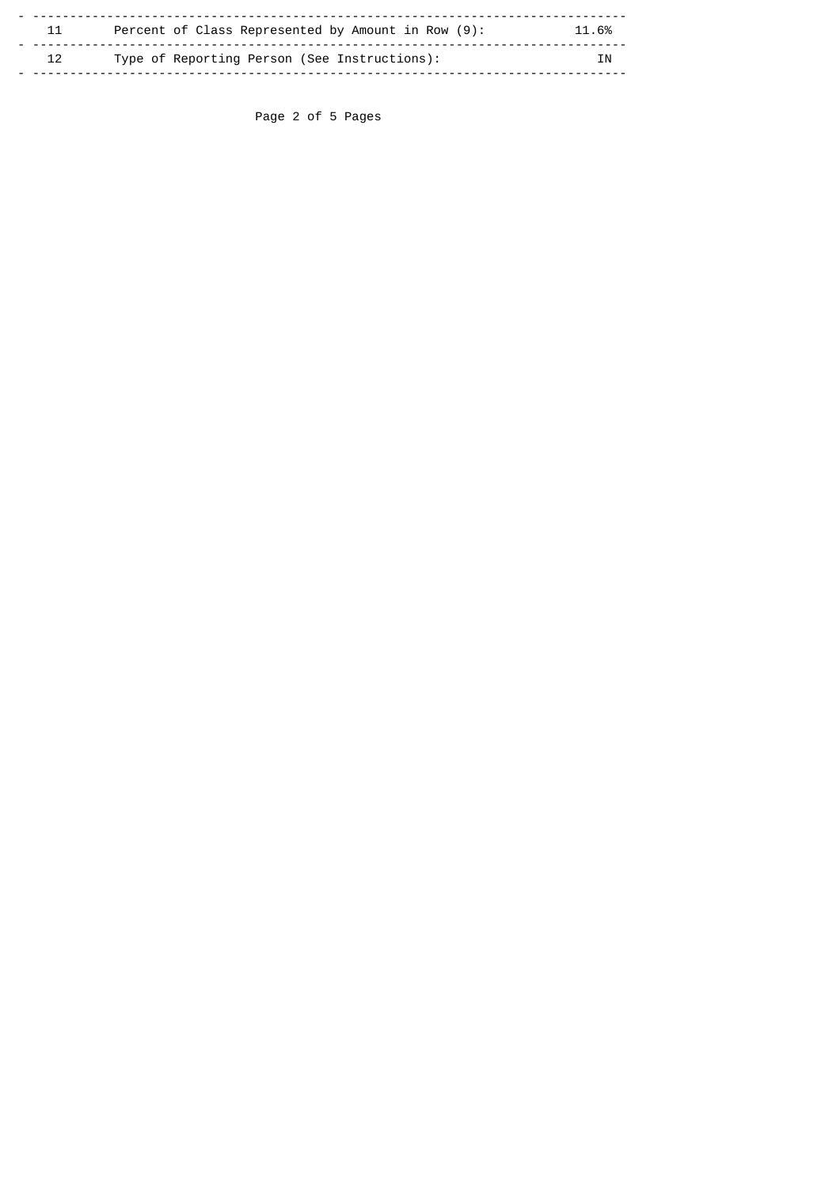| | | |
|---|---|---|
| 11 | Percent of Class Represented by Amount in Row (9): | 11.6% |
| 12 | Type of Reporting Person (See Instructions): | IN |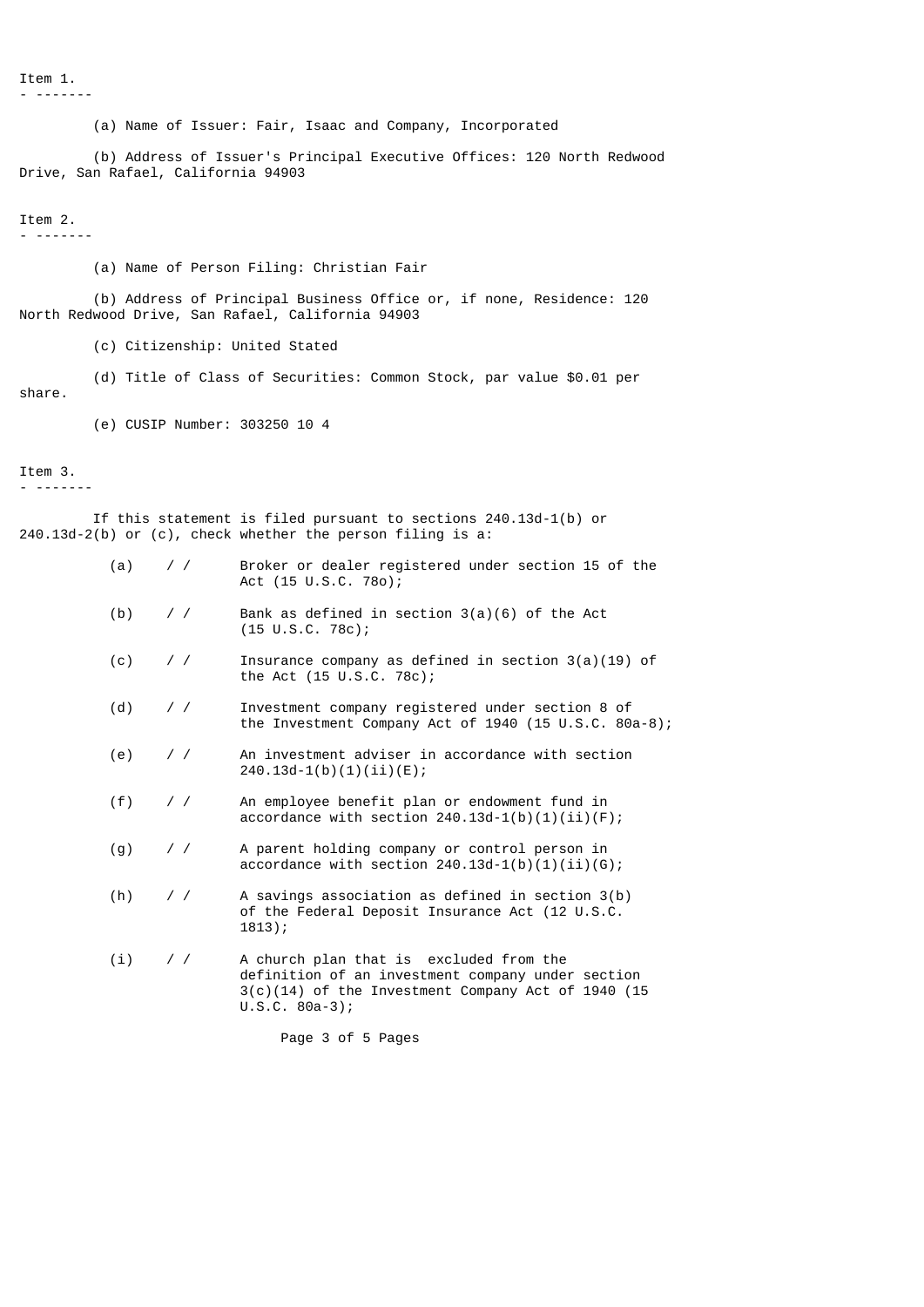## Item 1.

(a) Name of Issuer: Fair, Isaac and Company, Incorporated

(b) Address of Issuer's Principal Executive Offices: 120 North Redwood Drive, San Rafael, California 94903

## Item 2.

(a) Name of Person Filing: Christian Fair

(b) Address of Principal Business Office or, if none, Residence: 120 North Redwood Drive, San Rafael, California 94903

(c) Citizenship: United Stated

(d) Title of Class of Securities: Common Stock, par value $0.01 per share.

(e) CUSIP Number: 303250 10 4

## Item 3.

If this statement is filed pursuant to sections 240.13d-1(b) or 240.13d-2(b) or (c), check whether the person filing is a:

(a) / / Broker or dealer registered under section 15 of the Act (15 U.S.C. 78o);

(b) / / Bank as defined in section 3(a)(6) of the Act (15 U.S.C. 78c);

(c) / / Insurance company as defined in section 3(a)(19) of the Act (15 U.S.C. 78c);

(d) / / Investment company registered under section 8 of the Investment Company Act of 1940 (15 U.S.C. 80a-8);

(e) / / An investment adviser in accordance with section 240.13d-1(b)(1)(ii)(E);

(f) / / An employee benefit plan or endowment fund in accordance with section 240.13d-1(b)(1)(ii)(F);

(g) / / A parent holding company or control person in accordance with section 240.13d-1(b)(1)(ii)(G);

(h) / / A savings association as defined in section 3(b) of the Federal Deposit Insurance Act (12 U.S.C. 1813);

(i) / / A church plan that is excluded from the definition of an investment company under section 3(c)(14) of the Investment Company Act of 1940 (15 U.S.C. 80a-3);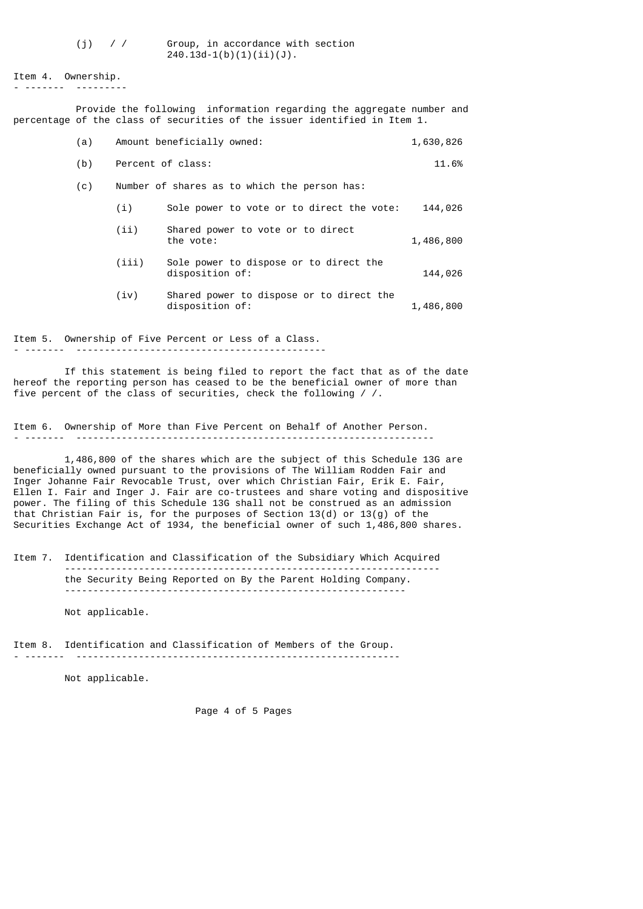(j) / / Group, in accordance with section 240.13d-1(b)(1)(ii)(J).

## Item 4. Ownership.

Provide the following information regarding the aggregate number and percentage of the class of securities of the issuer identified in Item 1.

(a) Amount beneficially owned: 1,630,826

(b) Percent of class: 11.6%

(c) Number of shares as to which the person has:

(i) Sole power to vote or to direct the vote: 144,026

(ii) Shared power to vote or to direct the vote: 1,486,800

(iii) Sole power to dispose or to direct the disposition of: 144,026

(iv) Shared power to dispose or to direct the disposition of: 1,486,800

## Item 5. Ownership of Five Percent or Less of a Class.

If this statement is being filed to report the fact that as of the date hereof the reporting person has ceased to be the beneficial owner of more than five percent of the class of securities, check the following / /.

## Item 6. Ownership of More than Five Percent on Behalf of Another Person.

1,486,800 of the shares which are the subject of this Schedule 13G are beneficially owned pursuant to the provisions of The William Rodden Fair and Inger Johanne Fair Revocable Trust, over which Christian Fair, Erik E. Fair, Ellen I. Fair and Inger J. Fair are co-trustees and share voting and dispositive power. The filing of this Schedule 13G shall not be construed as an admission that Christian Fair is, for the purposes of Section 13(d) or 13(g) of the Securities Exchange Act of 1934, the beneficial owner of such 1,486,800 shares.

## Item 7. Identification and Classification of the Subsidiary Which Acquired the Security Being Reported on By the Parent Holding Company.

Not applicable.

## Item 8. Identification and Classification of Members of the Group.

Not applicable.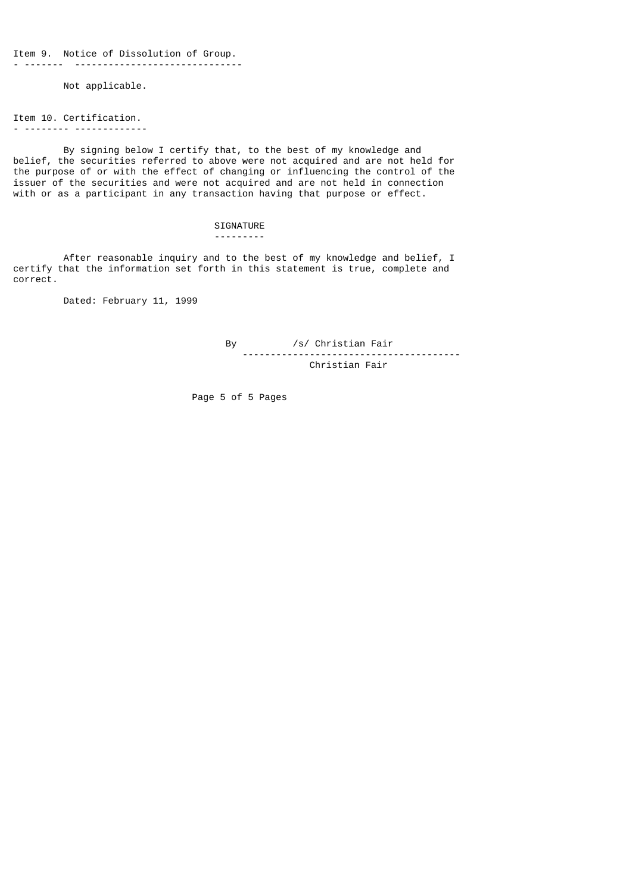### Item 9. Notice of Dissolution of Group.

Not applicable.

### Item 10. Certification.

By signing below I certify that, to the best of my knowledge and belief, the securities referred to above were not acquired and are not held for the purpose of or with the effect of changing or influencing the control of the issuer of the securities and were not acquired and are not held in connection with or as a participant in any transaction having that purpose or effect.

## SIGNATURE

After reasonable inquiry and to the best of my knowledge and belief, I certify that the information set forth in this statement is true, complete and correct.

Dated: February 11, 1999

By /s/ Christian Fair

Christian Fair